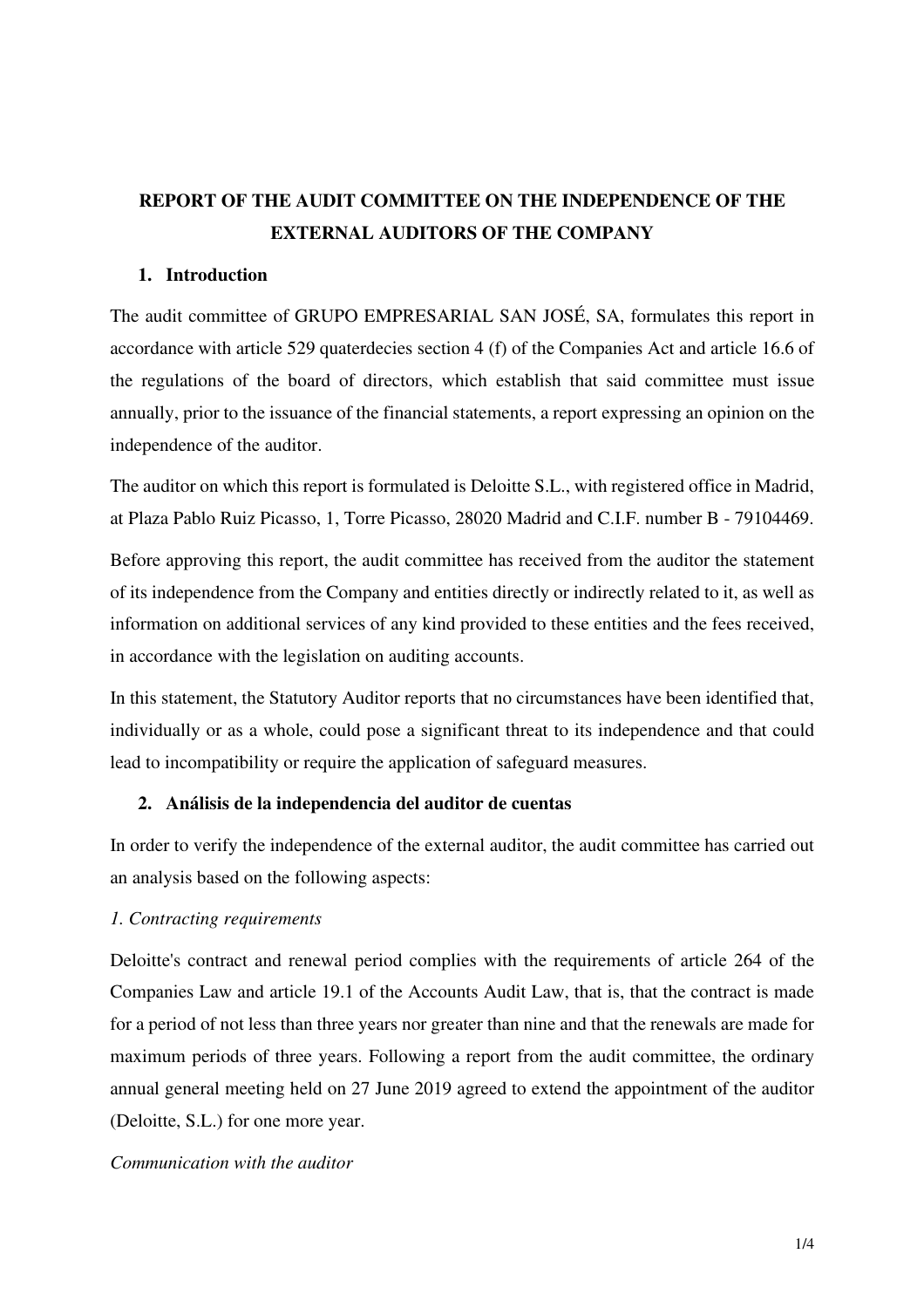# REPORT OF THE AUDIT COMMITTEE ON THE INDEPENDENCE OF THE EXTERNAL AUDITORS OF THE COMPANY

## 1. Introduction

The audit committee of GRUPO EMPRESARIAL SAN JOSÉ, SA, formulates this report in accordance with article 529 quaterdecies section 4 (f) of the Companies Act and article 16.6 of the regulations of the board of directors, which establish that said committee must issue annually, prior to the issuance of the financial statements, a report expressing an opinion on the independence of the auditor.

The auditor on which this report is formulated is Deloitte S.L., with registered office in Madrid, at Plaza Pablo Ruiz Picasso, 1, Torre Picasso, 28020 Madrid and C.I.F. number B - 79104469.

Before approving this report, the audit committee has received from the auditor the statement of its independence from the Company and entities directly or indirectly related to it, as well as information on additional services of any kind provided to these entities and the fees received, in accordance with the legislation on auditing accounts.

In this statement, the Statutory Auditor reports that no circumstances have been identified that, individually or as a whole, could pose a significant threat to its independence and that could lead to incompatibility or require the application of safeguard measures.

## 2. Análisis de la independencia del auditor de cuentas

In order to verify the independence of the external auditor, the audit committee has carried out an analysis based on the following aspects:

*1. Contracting requirements*

Deloitte's contract and renewal period complies with the requirements of article 264 of the Companies Law and article 19.1 of the Accounts Audit Law, that is, that the contract is made for a period of not less than three years nor greater than nine and that the renewals are made for maximum periods of three years. Following a report from the audit committee, the ordinary annual general meeting held on 27 June 2019 agreed to extend the appointment of the auditor (Deloitte, S.L.) for one more year.

*Communication with the auditor*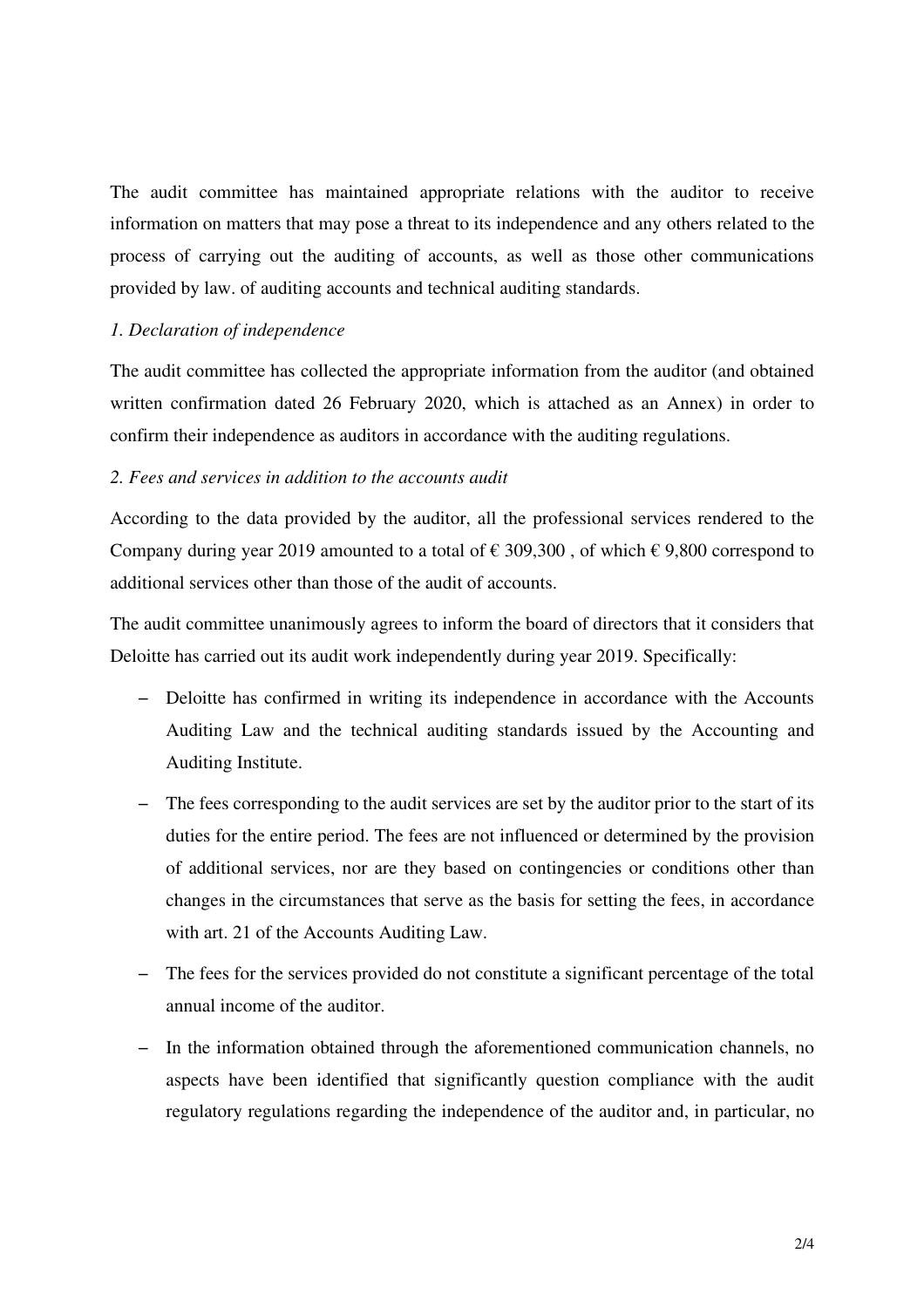The audit committee has maintained appropriate relations with the auditor to receive information on matters that may pose a threat to its independence and any others related to the process of carrying out the auditing of accounts, as well as those other communications provided by law. of auditing accounts and technical auditing standards.

*1. Declaration of independence*

The audit committee has collected the appropriate information from the auditor (and obtained written confirmation dated 26 February 2020, which is attached as an Annex) in order to confirm their independence as auditors in accordance with the auditing regulations.

*2. Fees and services in addition to the accounts audit*

According to the data provided by the auditor, all the professional services rendered to the Company during year 2019 amounted to a total of € 309,300 , of which € 9,800 correspond to additional services other than those of the audit of accounts.

The audit committee unanimously agrees to inform the board of directors that it considers that Deloitte has carried out its audit work independently during year 2019. Specifically:

- Deloitte has confirmed in writing its independence in accordance with the Accounts Auditing Law and the technical auditing standards issued by the Accounting and Auditing Institute.
- The fees corresponding to the audit services are set by the auditor prior to the start of its duties for the entire period. The fees are not influenced or determined by the provision of additional services, nor are they based on contingencies or conditions other than changes in the circumstances that serve as the basis for setting the fees, in accordance with art. 21 of the Accounts Auditing Law.
- The fees for the services provided do not constitute a significant percentage of the total annual income of the auditor.
- In the information obtained through the aforementioned communication channels, no aspects have been identified that significantly question compliance with the audit regulatory regulations regarding the independence of the auditor and, in particular, no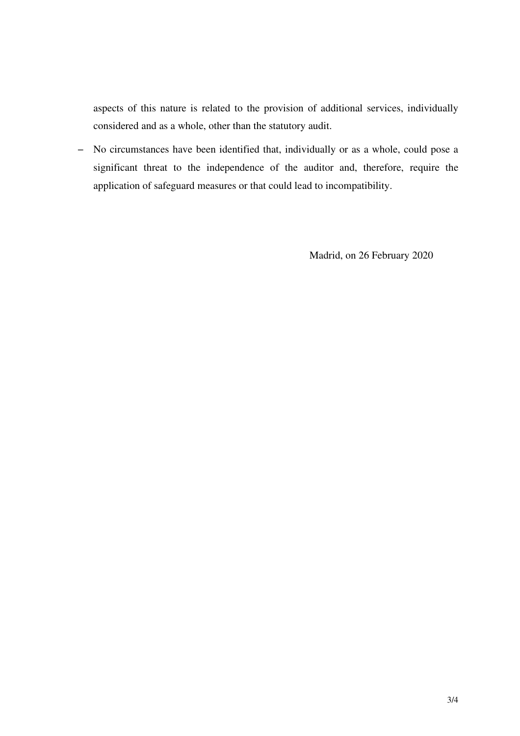aspects of this nature is related to the provision of additional services, individually considered and as a whole, other than the statutory audit.

- No circumstances have been identified that, individually or as a whole, could pose a significant threat to the independence of the auditor and, therefore, require the application of safeguard measures or that could lead to incompatibility.

Madrid, on 26 February 2020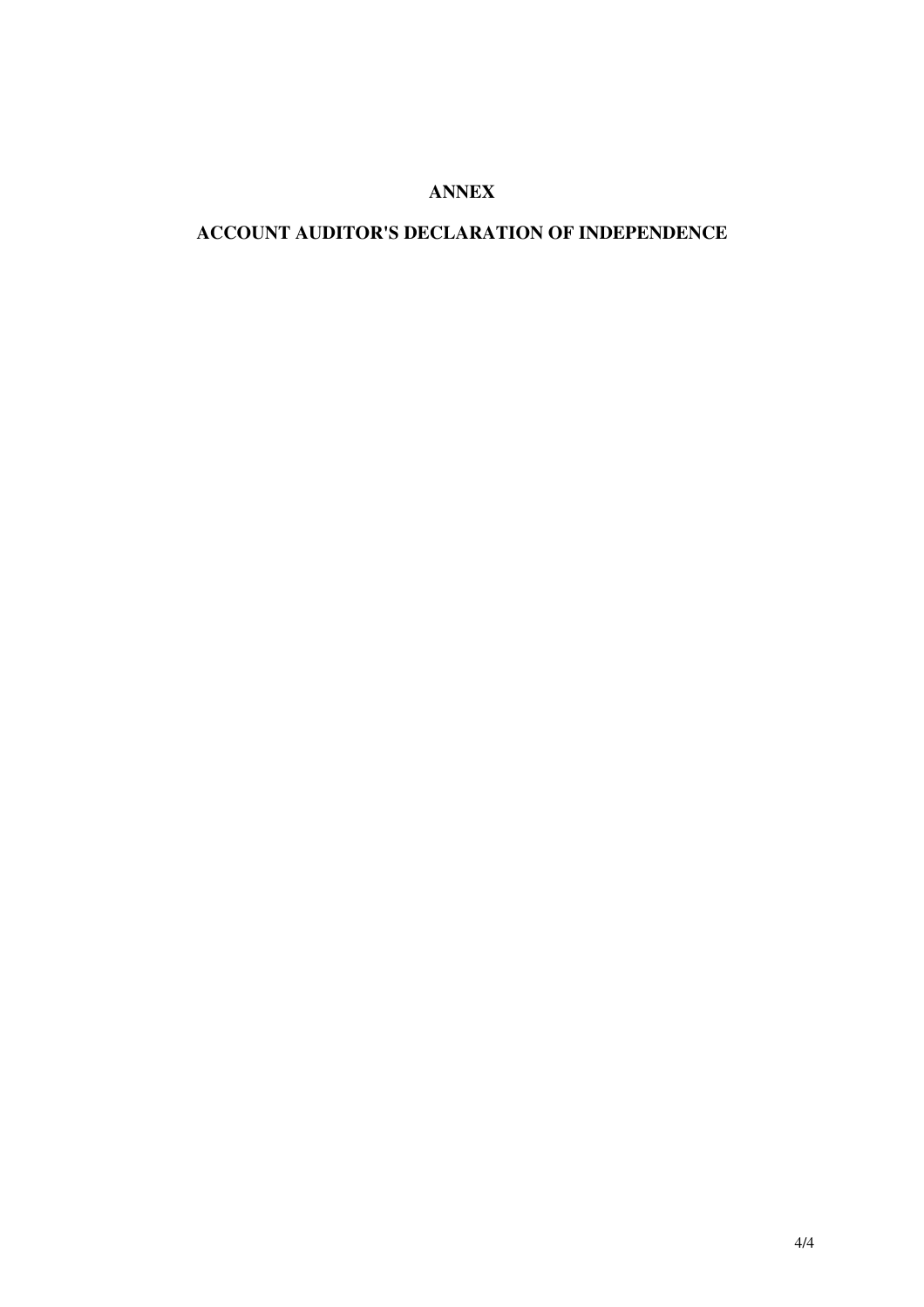# ANNEX

## ACCOUNT AUDITOR'S DECLARATION OF INDEPENDENCE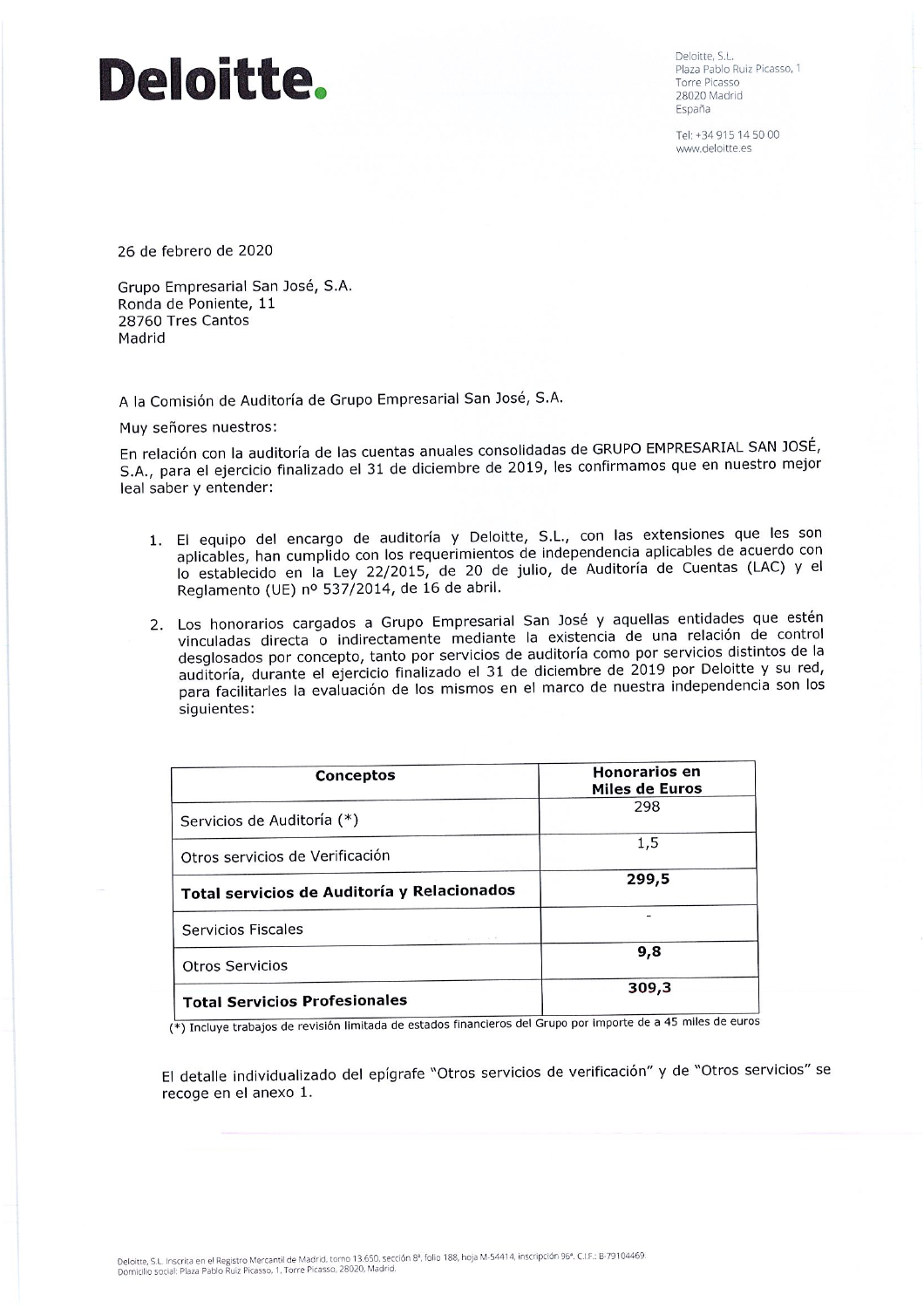# Deloitte.

Deloitte, S.L.
Plaza Pablo Ruiz Picasso, 1
Torre Picasso
28020 Madrid
España

Tel: +34 915 14 50 00
www.deloitte.es

26 de febrero de 2020

Grupo Empresarial San José, S.A.
Ronda de Poniente, 11
28760 Tres Cantos
Madrid

A la Comisión de Auditoría de Grupo Empresarial San José, S.A.

Muy señores nuestros:

En relación con la auditoría de las cuentas anuales consolidadas de GRUPO EMPRESARIAL SAN JOSÉ, S.A., para el ejercicio finalizado el 31 de diciembre de 2019, les confirmamos que en nuestro mejor leal saber y entender:

1. El equipo del encargo de auditoría y Deloitte, S.L., con las extensiones que les son aplicables, han cumplido con los requerimientos de independencia aplicables de acuerdo con lo establecido en la Ley 22/2015, de 20 de julio, de Auditoría de Cuentas (LAC) y el Reglamento (UE) nº 537/2014, de 16 de abril.

2. Los honorarios cargados a Grupo Empresarial San José y aquellas entidades que estén vinculadas directa o indirectamente mediante la existencia de una relación de control desglosados por concepto, tanto por servicios de auditoría como por servicios distintos de la auditoría, durante el ejercicio finalizado el 31 de diciembre de 2019 por Deloitte y su red, para facilitarles la evaluación de los mismos en el marco de nuestra independencia son los siguientes:

| Conceptos | Honorarios en Miles de Euros |
|---|---|
| Servicios de Auditoría (*) | 298 |
| Otros servicios de Verificación | 1,5 |
| **Total servicios de Auditoría y Relacionados** | **299,5** |
| Servicios Fiscales | - |
| Otros Servicios | **9,8** |
| **Total Servicios Profesionales** | **309,3** |

(*) Incluye trabajos de revisión limitada de estados financieros del Grupo por importe de a 45 miles de euros

El detalle individualizado del epígrafe "Otros servicios de verificación" y de "Otros servicios" se recoge en el anexo 1.

Deloitte, S.L. Inscrita en el Registro Mercantil de Madrid, tomo 13.650, sección 8ª, folio 188, hoja M-54414, inscripción 96ª. C.I.F.: B-79104469.
Domicilio social: Plaza Pablo Ruiz Picasso, 1, Torre Picasso, 28020, Madrid.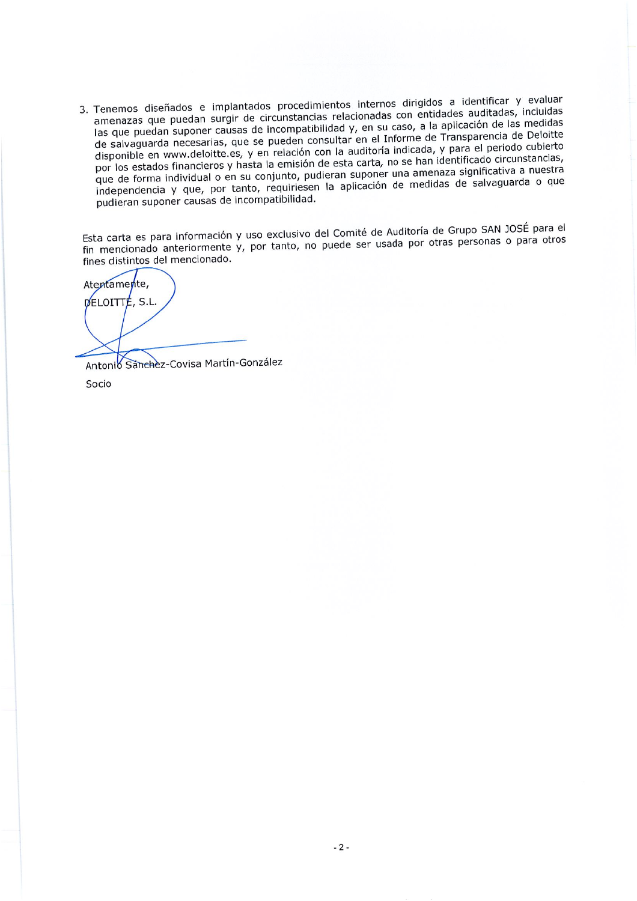3. Tenemos diseñados e implantados procedimientos internos dirigidos a identificar y evaluar amenazas que puedan surgir de circunstancias relacionadas con entidades auditadas, incluidas las que puedan suponer causas de incompatibilidad y, en su caso, a la aplicación de las medidas de salvaguarda necesarias, que se pueden consultar en el Informe de Transparencia de Deloitte disponible en www.deloitte.es, y en relación con la auditoría indicada, y para el periodo cubierto por los estados financieros y hasta la emisión de esta carta, no se han identificado circunstancias, que de forma individual o en su conjunto, pudieran suponer una amenaza significativa a nuestra independencia y que, por tanto, requiriesen la aplicación de medidas de salvaguarda o que pudieran suponer causas de incompatibilidad.

Esta carta es para información y uso exclusivo del Comité de Auditoría de Grupo SAN JOSÉ para el fin mencionado anteriormente y, por tanto, no puede ser usada por otras personas o para otros fines distintos del mencionado.

Atentamente,

DELOITTE, S.L.

Antonio Sánchez-Covisa Martín-González

Socio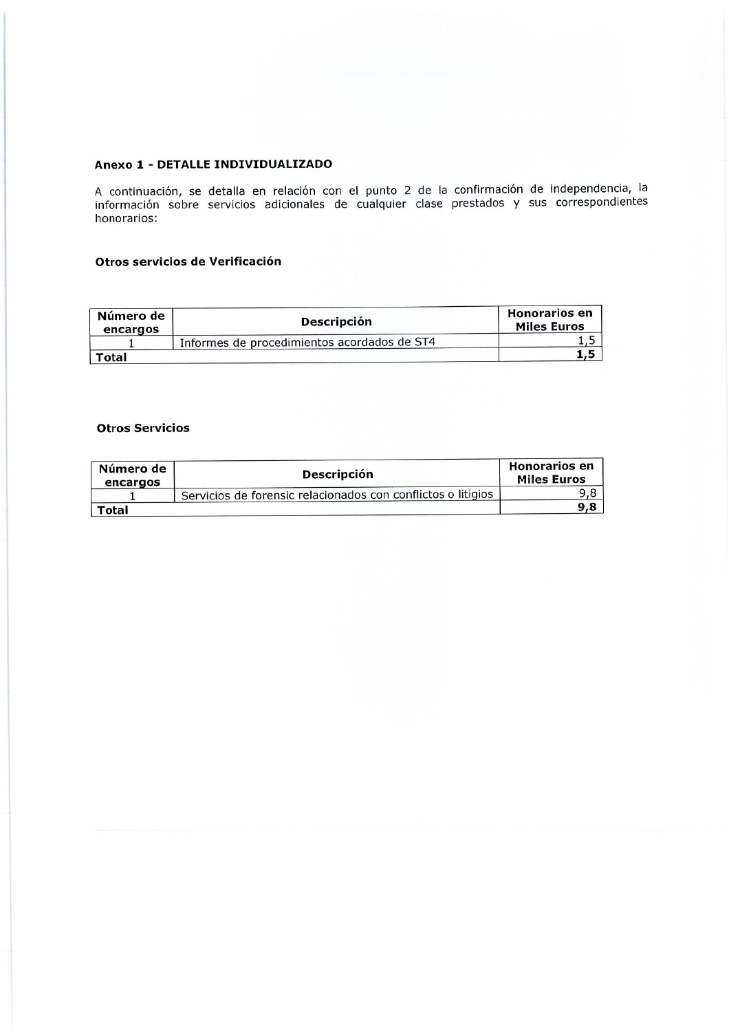## Anexo 1 - DETALLE INDIVIDUALIZADO

A continuación, se detalla en relación con el punto 2 de la confirmación de independencia, la información sobre servicios adicionales de cualquier clase prestados y sus correspondientes honorarios:

### Otros servicios de Verificación

| Número de encargos | Descripción | Honorarios en Miles Euros |
|---|---|---|
| 1 | Informes de procedimientos acordados de ST4 | 1,5 |
| **Total** | | **1,5** |

### Otros Servicios

| Número de encargos | Descripción | Honorarios en Miles Euros |
|---|---|---|
| 1 | Servicios de forensic relacionados con conflictos o litigios | 9,8 |
| **Total** | | **9,8** |